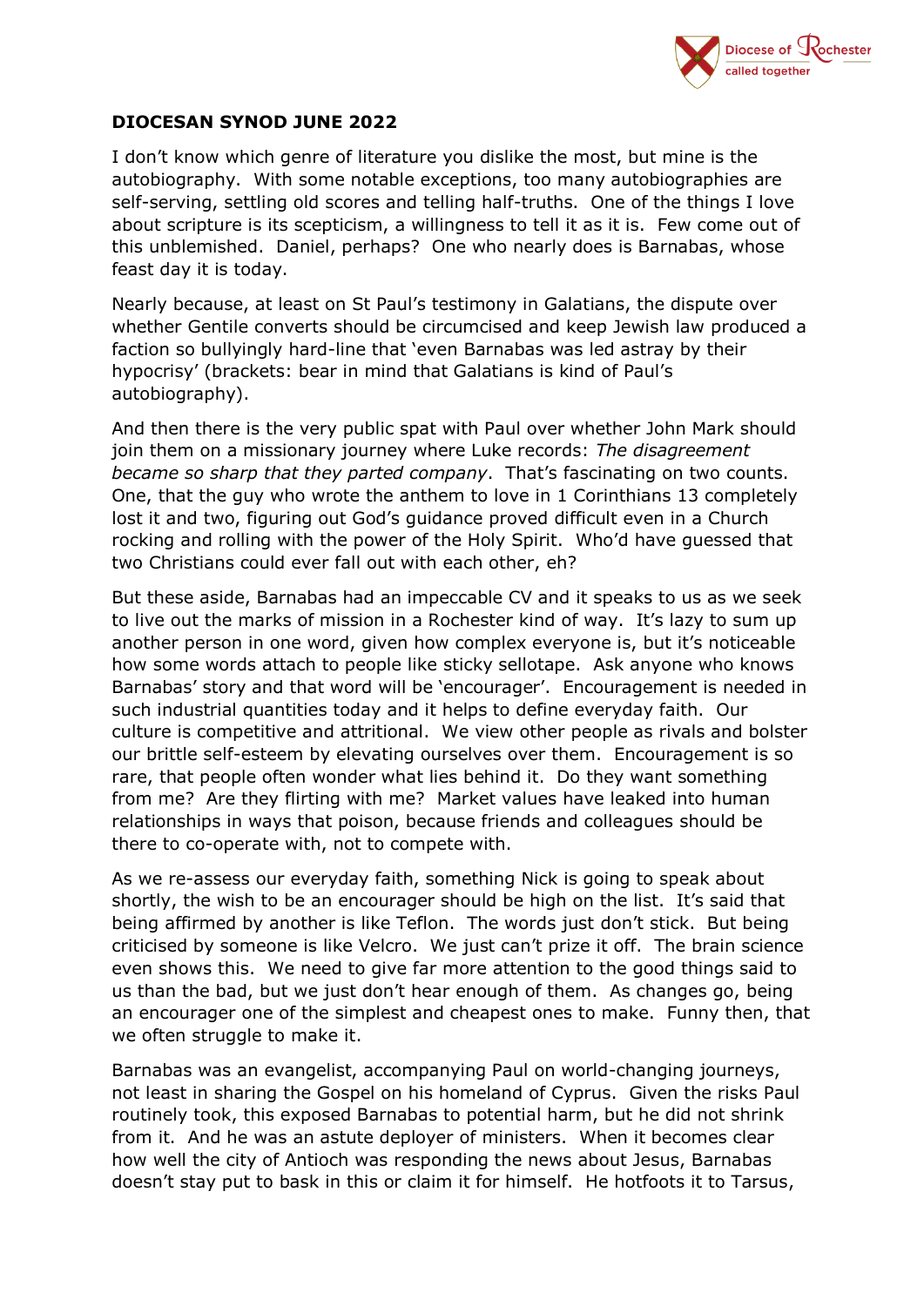**DIOCESAN SYNOD JUNE 2022**

I don't know which genre of literature you dislike the most, but mine is the autobiography. With some notable exceptions, too many autobiographies are self-serving, settling old scores and telling half-truths. One of the things I love about scripture is its scepticism, a willingness to tell it as it is. Few come out of this unblemished. Daniel, perhaps? One who nearly does is Barnabas, whose feast day it is today.

Nearly because, at least on St Paul's testimony in Galatians, the dispute over whether Gentile converts should be circumcised and keep Jewish law produced a faction so bullyingly hard-line that 'even Barnabas was led astray by their hypocrisy' (brackets: bear in mind that Galatians is kind of Paul's autobiography).

And then there is the very public spat with Paul over whether John Mark should join them on a missionary journey where Luke records: *The disagreement became so sharp that they parted company*. That's fascinating on two counts. One, that the guy who wrote the anthem to love in 1 Corinthians 13 completely lost it and two, figuring out God's guidance proved difficult even in a Church rocking and rolling with the power of the Holy Spirit. Who'd have guessed that two Christians could ever fall out with each other, eh?

But these aside, Barnabas had an impeccable CV and it speaks to us as we seek to live out the marks of mission in a Rochester kind of way. It's lazy to sum up another person in one word, given how complex everyone is, but it's noticeable how some words attach to people like sticky sellotape. Ask anyone who knows Barnabas' story and that word will be 'encourager'. Encouragement is needed in such industrial quantities today and it helps to define everyday faith. Our culture is competitive and attritional. We view other people as rivals and bolster our brittle self-esteem by elevating ourselves over them. Encouragement is so rare, that people often wonder what lies behind it. Do they want something from me? Are they flirting with me? Market values have leaked into human relationships in ways that poison, because friends and colleagues should be there to co-operate with, not to compete with.

As we re-assess our everyday faith, something Nick is going to speak about shortly, the wish to be an encourager should be high on the list. It's said that being affirmed by another is like Teflon. The words just don't stick. But being criticised by someone is like Velcro. We just can't prize it off. The brain science even shows this. We need to give far more attention to the good things said to us than the bad, but we just don't hear enough of them. As changes go, being an encourager one of the simplest and cheapest ones to make. Funny then, that we often struggle to make it.

Barnabas was an evangelist, accompanying Paul on world-changing journeys, not least in sharing the Gospel on his homeland of Cyprus. Given the risks Paul routinely took, this exposed Barnabas to potential harm, but he did not shrink from it. And he was an astute deployer of ministers. When it becomes clear how well the city of Antioch was responding the news about Jesus, Barnabas doesn't stay put to bask in this or claim it for himself. He hotfoots it to Tarsus,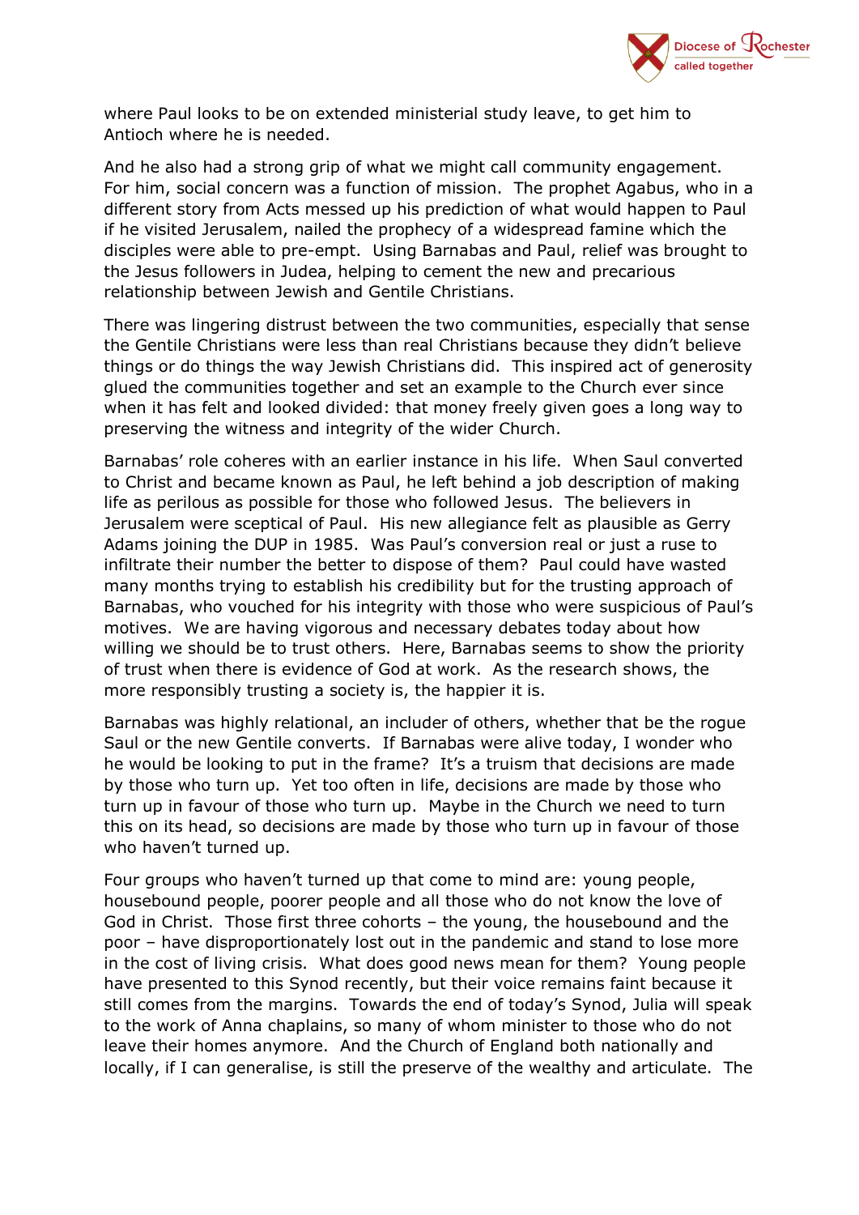where Paul looks to be on extended ministerial study leave, to get him to Antioch where he is needed.

And he also had a strong grip of what we might call community engagement. For him, social concern was a function of mission. The prophet Agabus, who in a different story from Acts messed up his prediction of what would happen to Paul if he visited Jerusalem, nailed the prophecy of a widespread famine which the disciples were able to pre-empt. Using Barnabas and Paul, relief was brought to the Jesus followers in Judea, helping to cement the new and precarious relationship between Jewish and Gentile Christians.

There was lingering distrust between the two communities, especially that sense the Gentile Christians were less than real Christians because they didn't believe things or do things the way Jewish Christians did. This inspired act of generosity glued the communities together and set an example to the Church ever since when it has felt and looked divided: that money freely given goes a long way to preserving the witness and integrity of the wider Church.

Barnabas' role coheres with an earlier instance in his life. When Saul converted to Christ and became known as Paul, he left behind a job description of making life as perilous as possible for those who followed Jesus. The believers in Jerusalem were sceptical of Paul. His new allegiance felt as plausible as Gerry Adams joining the DUP in 1985. Was Paul's conversion real or just a ruse to infiltrate their number the better to dispose of them? Paul could have wasted many months trying to establish his credibility but for the trusting approach of Barnabas, who vouched for his integrity with those who were suspicious of Paul's motives. We are having vigorous and necessary debates today about how willing we should be to trust others. Here, Barnabas seems to show the priority of trust when there is evidence of God at work. As the research shows, the more responsibly trusting a society is, the happier it is.

Barnabas was highly relational, an includer of others, whether that be the rogue Saul or the new Gentile converts. If Barnabas were alive today, I wonder who he would be looking to put in the frame? It's a truism that decisions are made by those who turn up. Yet too often in life, decisions are made by those who turn up in favour of those who turn up. Maybe in the Church we need to turn this on its head, so decisions are made by those who turn up in favour of those who haven't turned up.

Four groups who haven't turned up that come to mind are: young people, housebound people, poorer people and all those who do not know the love of God in Christ. Those first three cohorts – the young, the housebound and the poor – have disproportionately lost out in the pandemic and stand to lose more in the cost of living crisis. What does good news mean for them? Young people have presented to this Synod recently, but their voice remains faint because it still comes from the margins. Towards the end of today's Synod, Julia will speak to the work of Anna chaplains, so many of whom minister to those who do not leave their homes anymore. And the Church of England both nationally and locally, if I can generalise, is still the preserve of the wealthy and articulate. The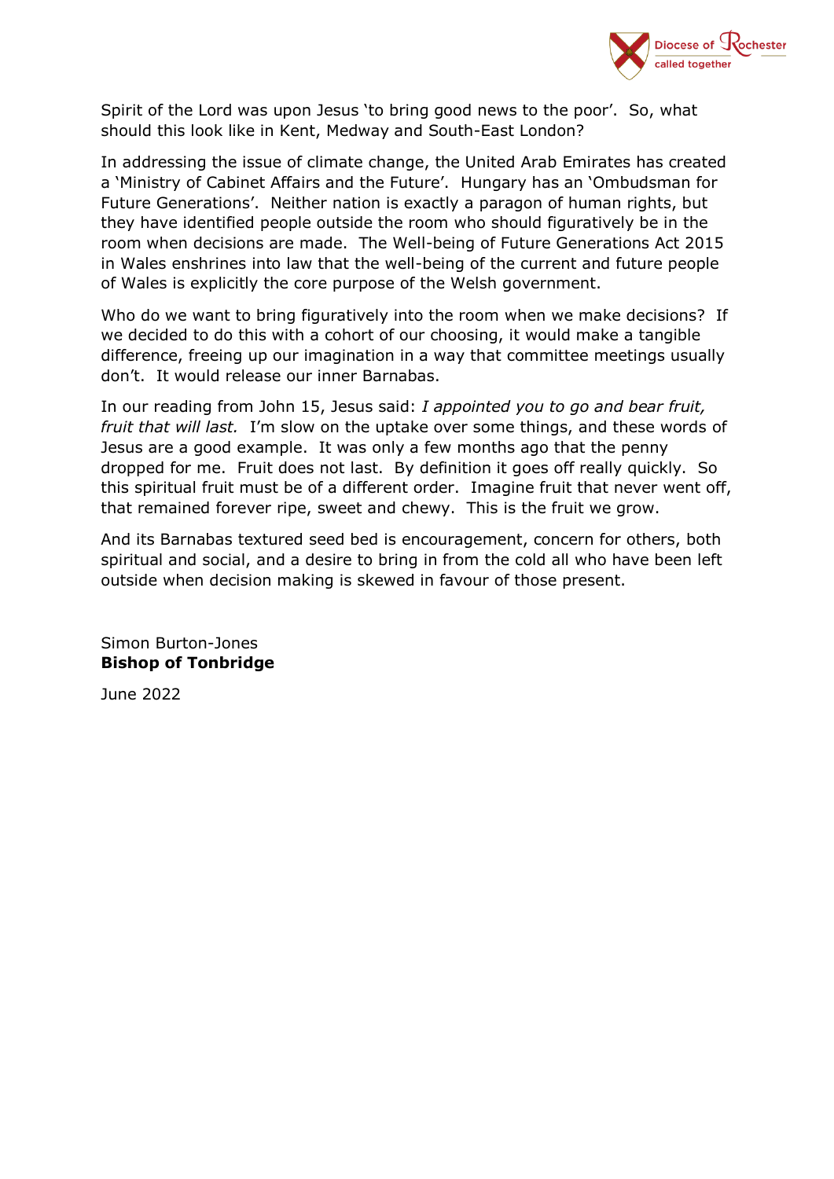Spirit of the Lord was upon Jesus 'to bring good news to the poor'. So, what should this look like in Kent, Medway and South-East London?

In addressing the issue of climate change, the United Arab Emirates has created a 'Ministry of Cabinet Affairs and the Future'. Hungary has an 'Ombudsman for Future Generations'. Neither nation is exactly a paragon of human rights, but they have identified people outside the room who should figuratively be in the room when decisions are made. The Well-being of Future Generations Act 2015 in Wales enshrines into law that the well-being of the current and future people of Wales is explicitly the core purpose of the Welsh government.

Who do we want to bring figuratively into the room when we make decisions? If we decided to do this with a cohort of our choosing, it would make a tangible difference, freeing up our imagination in a way that committee meetings usually don't. It would release our inner Barnabas.

In our reading from John 15, Jesus said: *I appointed you to go and bear fruit, fruit that will last.* I'm slow on the uptake over some things, and these words of Jesus are a good example. It was only a few months ago that the penny dropped for me. Fruit does not last. By definition it goes off really quickly. So this spiritual fruit must be of a different order. Imagine fruit that never went off, that remained forever ripe, sweet and chewy. This is the fruit we grow.

And its Barnabas textured seed bed is encouragement, concern for others, both spiritual and social, and a desire to bring in from the cold all who have been left outside when decision making is skewed in favour of those present.

Simon Burton-Jones
**Bishop of Tonbridge**

June 2022